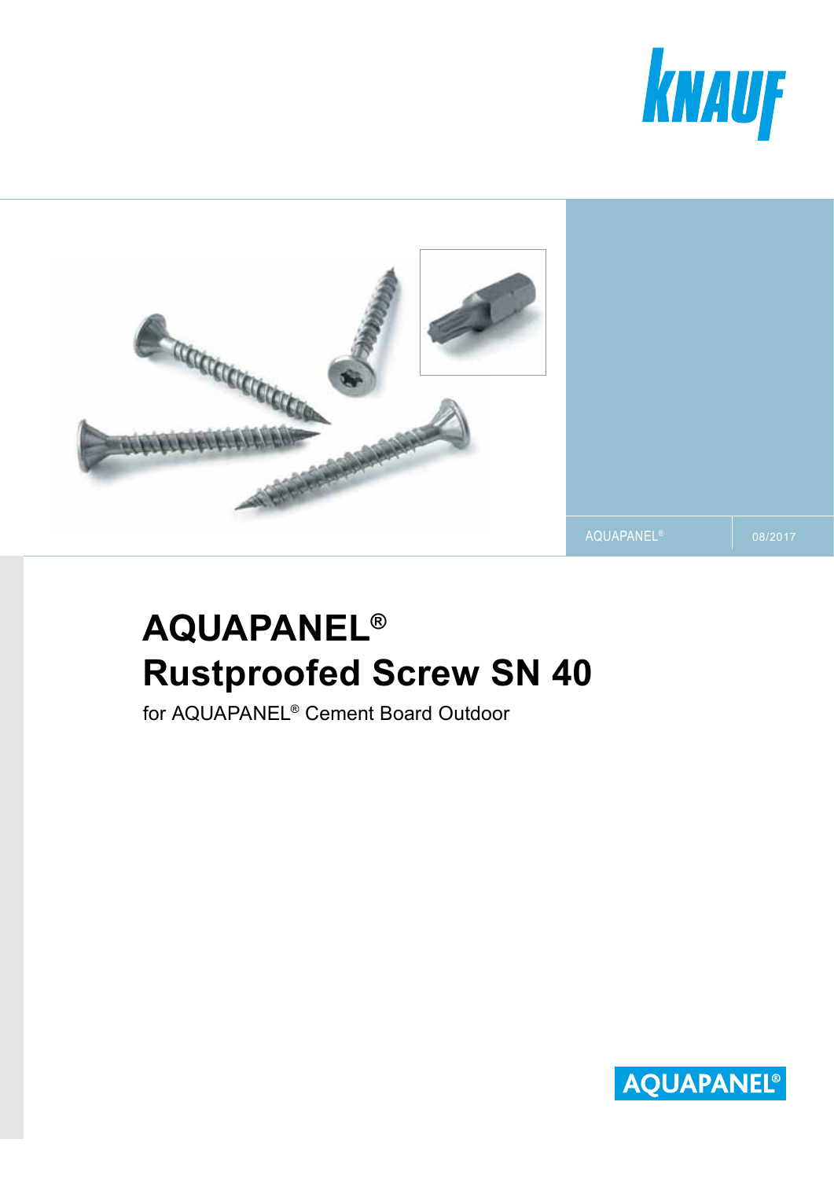KNAUF

AQUAPANEL® 08/2017

# AQUAPANEL®
# Rustproofed Screw SN 40

for AQUAPANEL® Cement Board Outdoor

AQUAPANEL®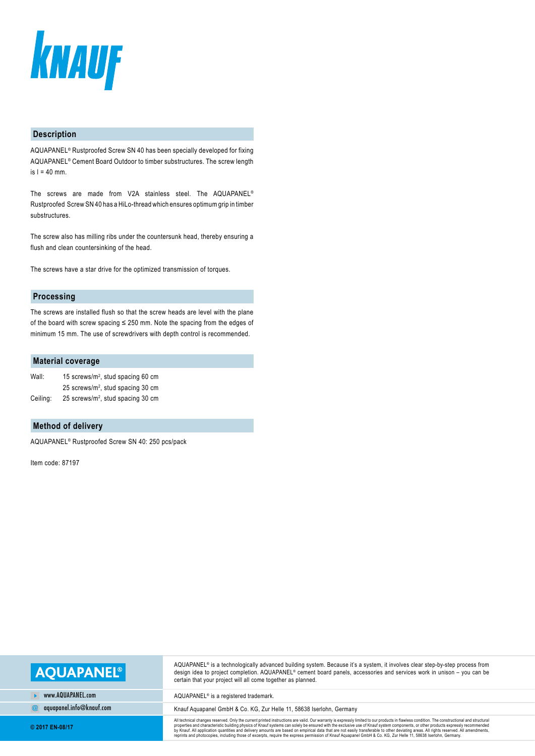KNAUF

## Description

AQUAPANEL® Rustproofed Screw SN 40 has been specially developed for fixing AQUAPANEL® Cement Board Outdoor to timber substructures. The screw length is l = 40 mm.

The screws are made from V2A stainless steel. The AQUAPANEL® Rustproofed Screw SN 40 has a HiLo-thread which ensures optimum grip in timber substructures.

The screw also has milling ribs under the countersunk head, thereby ensuring a flush and clean countersinking of the head.

The screws have a star drive for the optimized transmission of torques.

## Processing

The screws are installed flush so that the screw heads are level with the plane of the board with screw spacing ≤ 250 mm. Note the spacing from the edges of minimum 15 mm. The use of screwdrivers with depth control is recommended.

## Material coverage

| | |
|---|---|
| Wall: | 15 screws/m², stud spacing 60 cm |
| | 25 screws/m², stud spacing 30 cm |
| Ceiling: | 25 screws/m², stud spacing 30 cm |

## Method of delivery

AQUAPANEL® Rustproofed Screw SN 40: 250 pcs/pack

Item code: 87197

AQUAPANEL®

AQUAPANEL® is a technologically advanced building system. Because it's a system, it involves clear step-by-step process from design idea to project completion. AQUAPANEL® cement board panels, accessories and services work in unison – you can be certain that your project will all come together as planned.

www.AQUAPANEL.com

AQUAPANEL® is a registered trademark.

aquapanel.info@knauf.com

Knauf Aquapanel GmbH & Co. KG, Zur Helle 11, 58638 Iserlohn, Germany

© 2017 EN-08/17

All technical changes reserved. Only the current printed instructions are valid. Our warranty is expressly limited to our products in flawless condition. The constructional and structural properties and characteristic building physics of Knauf systems can solely be ensured with the exclusive use of Knauf system components, or other products expressly recommended by Knauf. All application quantities and delivery amounts are based on empirical data that are not easily transferable to other deviating areas. All rights reserved. All amendments, reprints and photocopies, including those of excerpts, require the express permission of Knauf Aquapanel GmbH & Co. KG, Zur Helle 11, 58638 Iserlohn, Germany.